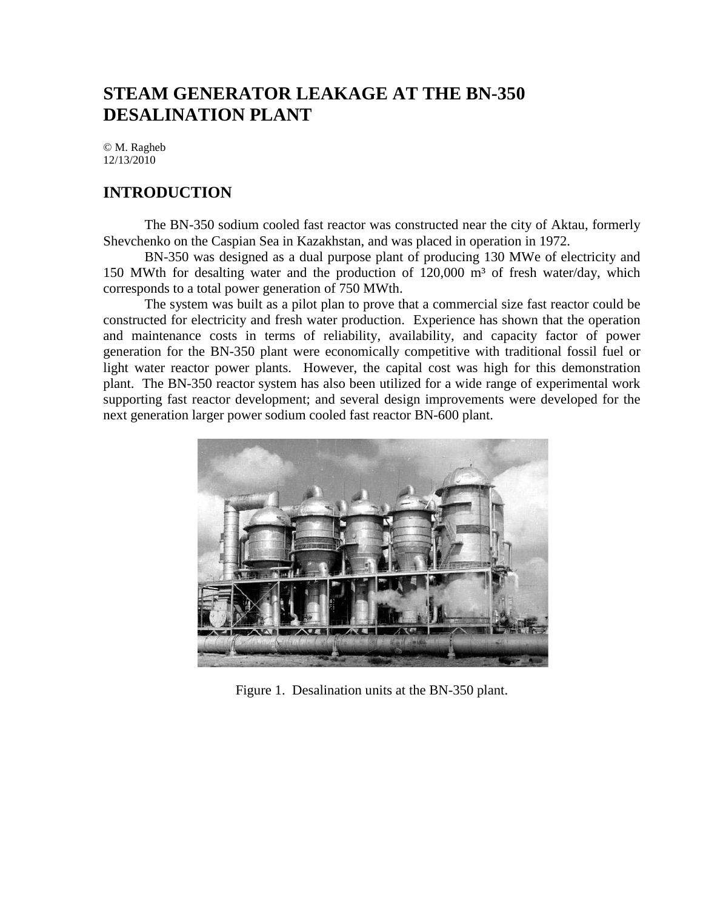# STEAM GENERATOR LEAKAGE AT THE BN-350 DESALINATION PLANT

© M. Ragheb
12/13/2010

## INTRODUCTION

The BN-350 sodium cooled fast reactor was constructed near the city of Aktau, formerly Shevchenko on the Caspian Sea in Kazakhstan, and was placed in operation in 1972.

BN-350 was designed as a dual purpose plant of producing 130 MWe of electricity and 150 MWth for desalting water and the production of 120,000 $m^3$ of fresh water/day, which corresponds to a total power generation of 750 MWth.

The system was built as a pilot plan to prove that a commercial size fast reactor could be constructed for electricity and fresh water production. Experience has shown that the operation and maintenance costs in terms of reliability, availability, and capacity factor of power generation for the BN-350 plant were economically competitive with traditional fossil fuel or light water reactor power plants. However, the capital cost was high for this demonstration plant. The BN-350 reactor system has also been utilized for a wide range of experimental work supporting fast reactor development; and several design improvements were developed for the next generation larger power sodium cooled fast reactor BN-600 plant.

Figure 1. Desalination units at the BN-350 plant.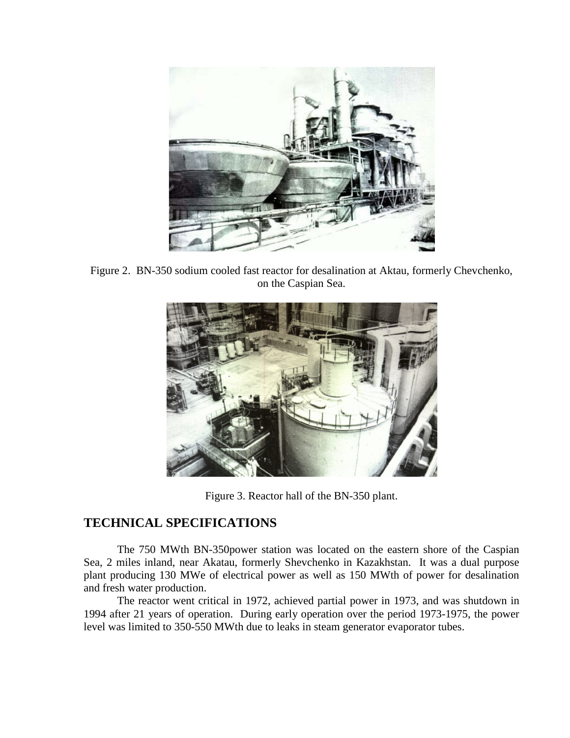Figure 2. BN-350 sodium cooled fast reactor for desalination at Aktau, formerly Chevchenko, on the Caspian Sea.

Figure 3. Reactor hall of the BN-350 plant.

## TECHNICAL SPECIFICATIONS

The 750 MWth BN-350power station was located on the eastern shore of the Caspian Sea, 2 miles inland, near Akatau, formerly Shevchenko in Kazakhstan. It was a dual purpose plant producing 130 MWe of electrical power as well as 150 MWth of power for desalination and fresh water production.

The reactor went critical in 1972, achieved partial power in 1973, and was shutdown in 1994 after 21 years of operation. During early operation over the period 1973-1975, the power level was limited to 350-550 MWth due to leaks in steam generator evaporator tubes.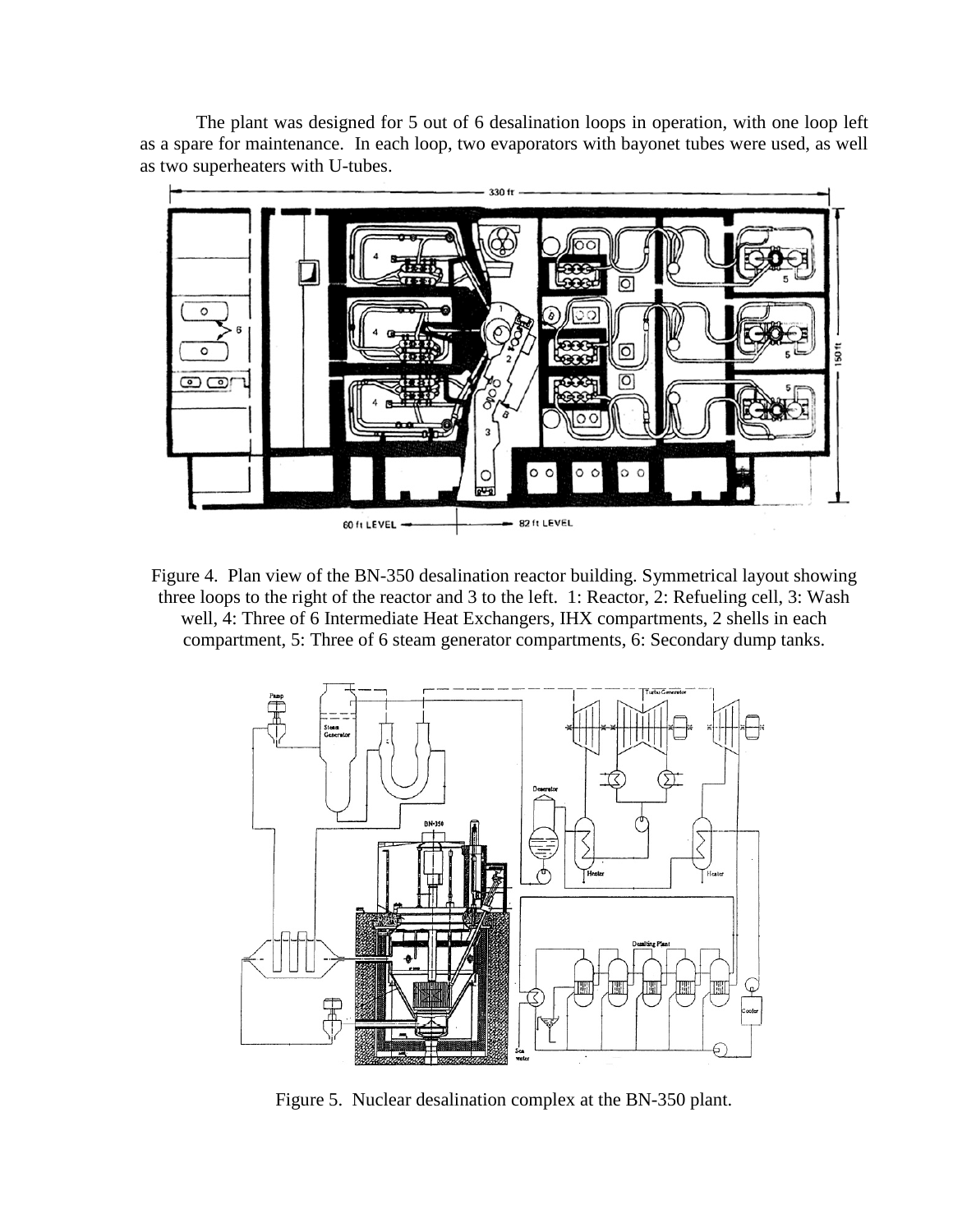The plant was designed for 5 out of 6 desalination loops in operation, with one loop left as a spare for maintenance. In each loop, two evaporators with bayonet tubes were used, as well as two superheaters with U-tubes.

Figure 4. Plan view of the BN-350 desalination reactor building. Symmetrical layout showing three loops to the right of the reactor and 3 to the left. 1: Reactor, 2: Refueling cell, 3: Wash well, 4: Three of 6 Intermediate Heat Exchangers, IHX compartments, 2 shells in each compartment, 5: Three of 6 steam generator compartments, 6: Secondary dump tanks.

Figure 5. Nuclear desalination complex at the BN-350 plant.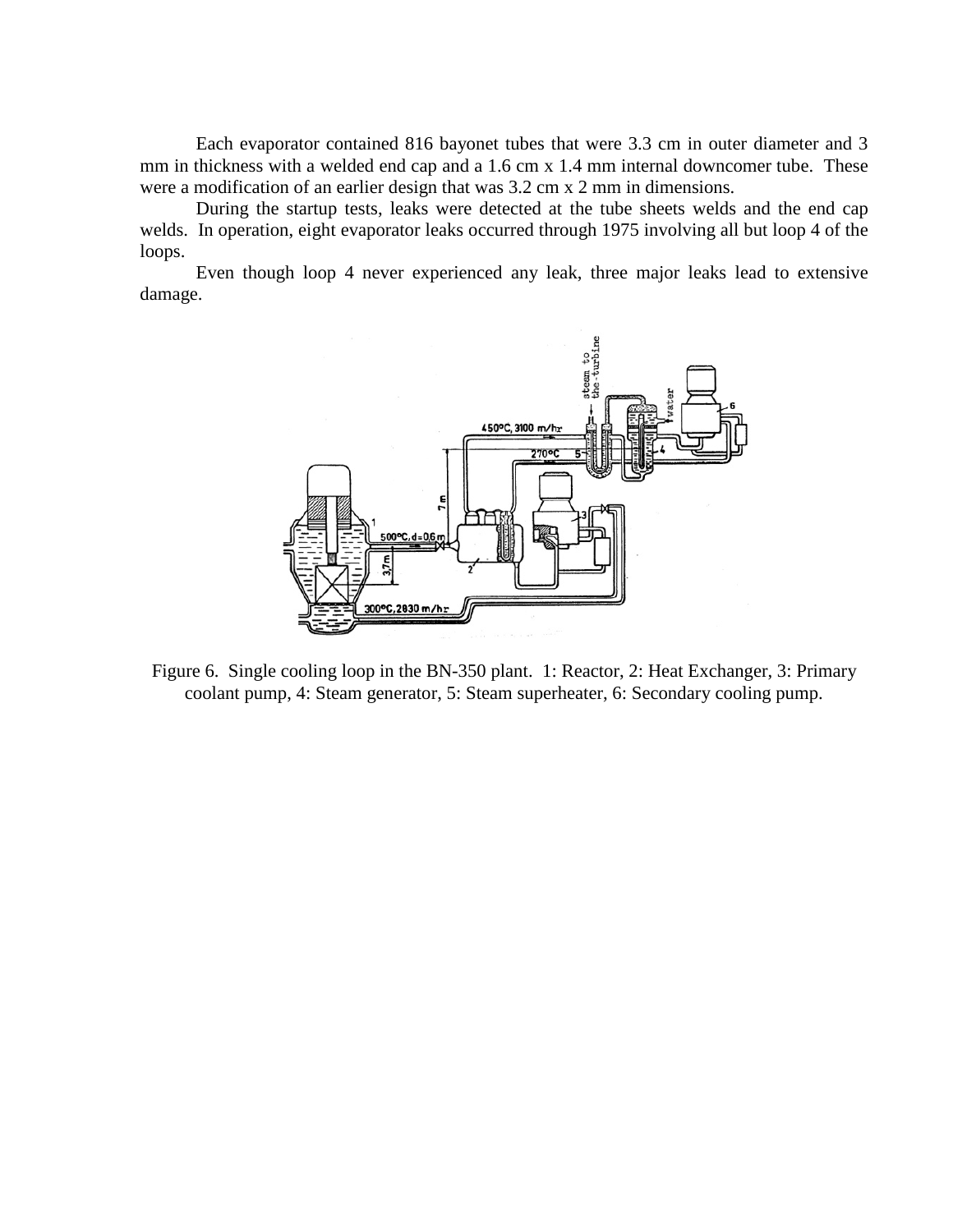Each evaporator contained 816 bayonet tubes that were 3.3 cm in outer diameter and 3 mm in thickness with a welded end cap and a 1.6 cm x 1.4 mm internal downcomer tube. These were a modification of an earlier design that was 3.2 cm x 2 mm in dimensions.

During the startup tests, leaks were detected at the tube sheets welds and the end cap welds. In operation, eight evaporator leaks occurred through 1975 involving all but loop 4 of the loops.

Even though loop 4 never experienced any leak, three major leaks lead to extensive damage.

Figure 6. Single cooling loop in the BN-350 plant. 1: Reactor, 2: Heat Exchanger, 3: Primary coolant pump, 4: Steam generator, 5: Steam superheater, 6: Secondary cooling pump.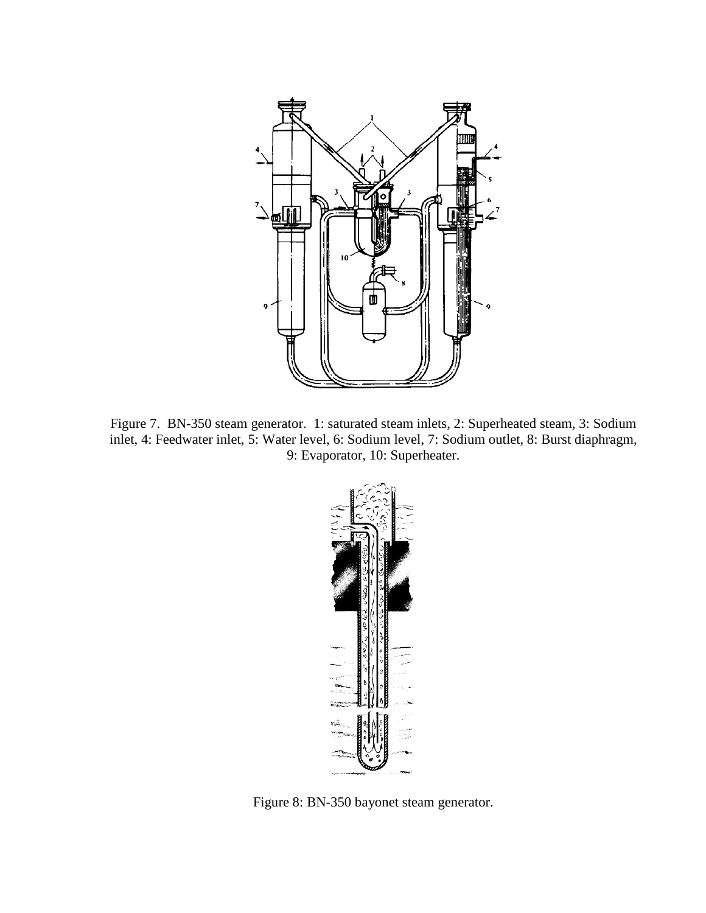Figure 7. BN-350 steam generator. 1: saturated steam inlets, 2: Superheated steam, 3: Sodium inlet, 4: Feedwater inlet, 5: Water level, 6: Sodium level, 7: Sodium outlet, 8: Burst diaphragm, 9: Evaporator, 10: Superheater.

Figure 8: BN-350 bayonet steam generator.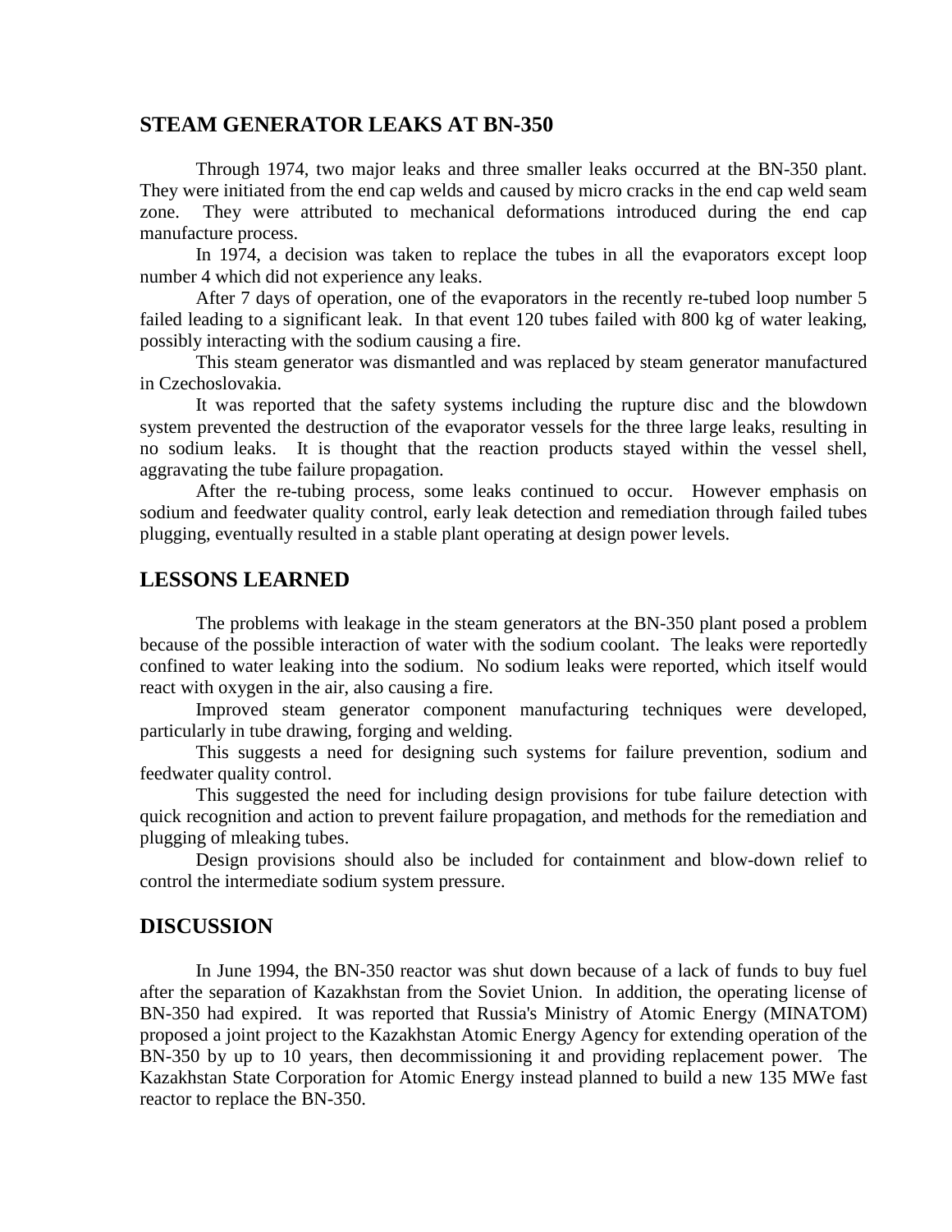## STEAM GENERATOR LEAKS AT BN-350

Through 1974, two major leaks and three smaller leaks occurred at the BN-350 plant. They were initiated from the end cap welds and caused by micro cracks in the end cap weld seam zone. They were attributed to mechanical deformations introduced during the end cap manufacture process.

In 1974, a decision was taken to replace the tubes in all the evaporators except loop number 4 which did not experience any leaks.

After 7 days of operation, one of the evaporators in the recently re-tubed loop number 5 failed leading to a significant leak. In that event 120 tubes failed with 800 kg of water leaking, possibly interacting with the sodium causing a fire.

This steam generator was dismantled and was replaced by steam generator manufactured in Czechoslovakia.

It was reported that the safety systems including the rupture disc and the blowdown system prevented the destruction of the evaporator vessels for the three large leaks, resulting in no sodium leaks. It is thought that the reaction products stayed within the vessel shell, aggravating the tube failure propagation.

After the re-tubing process, some leaks continued to occur. However emphasis on sodium and feedwater quality control, early leak detection and remediation through failed tubes plugging, eventually resulted in a stable plant operating at design power levels.

## LESSONS LEARNED

The problems with leakage in the steam generators at the BN-350 plant posed a problem because of the possible interaction of water with the sodium coolant. The leaks were reportedly confined to water leaking into the sodium. No sodium leaks were reported, which itself would react with oxygen in the air, also causing a fire.

Improved steam generator component manufacturing techniques were developed, particularly in tube drawing, forging and welding.

This suggests a need for designing such systems for failure prevention, sodium and feedwater quality control.

This suggested the need for including design provisions for tube failure detection with quick recognition and action to prevent failure propagation, and methods for the remediation and plugging of mleaking tubes.

Design provisions should also be included for containment and blow-down relief to control the intermediate sodium system pressure.

## DISCUSSION

In June 1994, the BN-350 reactor was shut down because of a lack of funds to buy fuel after the separation of Kazakhstan from the Soviet Union. In addition, the operating license of BN-350 had expired. It was reported that Russia's Ministry of Atomic Energy (MINATOM) proposed a joint project to the Kazakhstan Atomic Energy Agency for extending operation of the BN-350 by up to 10 years, then decommissioning it and providing replacement power. The Kazakhstan State Corporation for Atomic Energy instead planned to build a new 135 MWe fast reactor to replace the BN-350.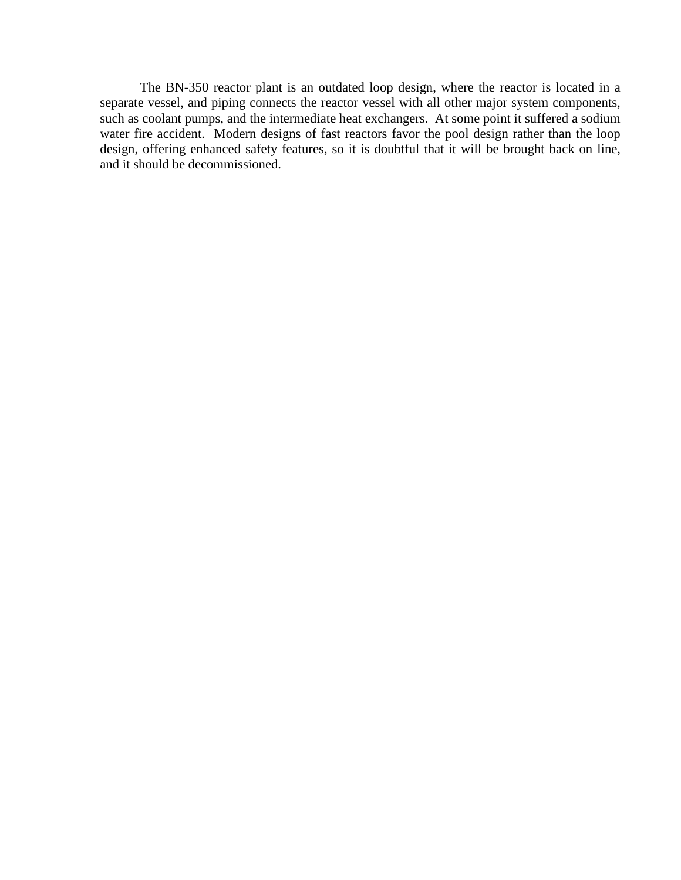The BN-350 reactor plant is an outdated loop design, where the reactor is located in a separate vessel, and piping connects the reactor vessel with all other major system components, such as coolant pumps, and the intermediate heat exchangers. At some point it suffered a sodium water fire accident. Modern designs of fast reactors favor the pool design rather than the loop design, offering enhanced safety features, so it is doubtful that it will be brought back on line, and it should be decommissioned.